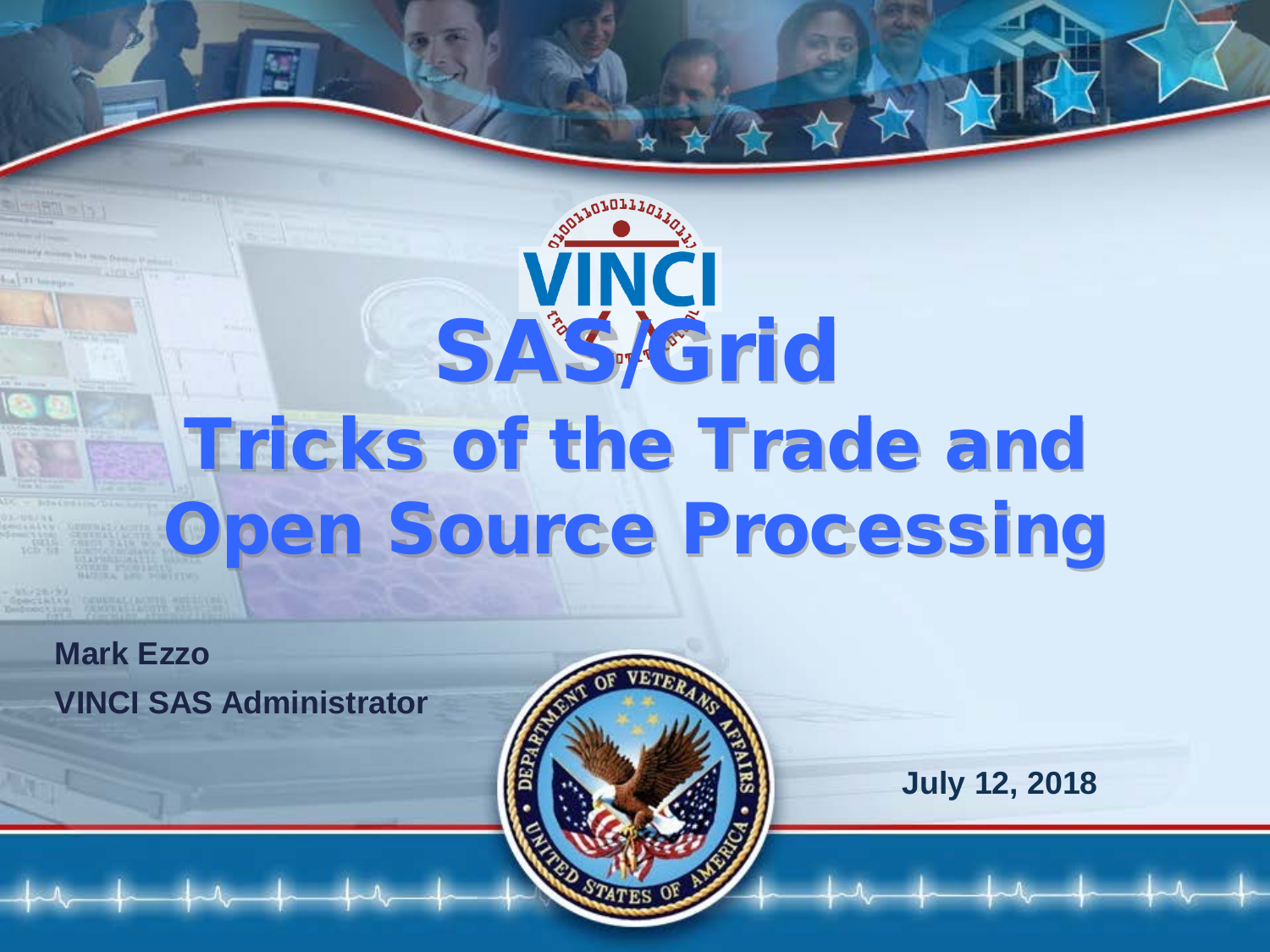# SAS/Grid

# Tricks of the Trade and Open Source Processing

**Mark Ezzo**

**VINCI SAS Administrator**

**July 12, 2018**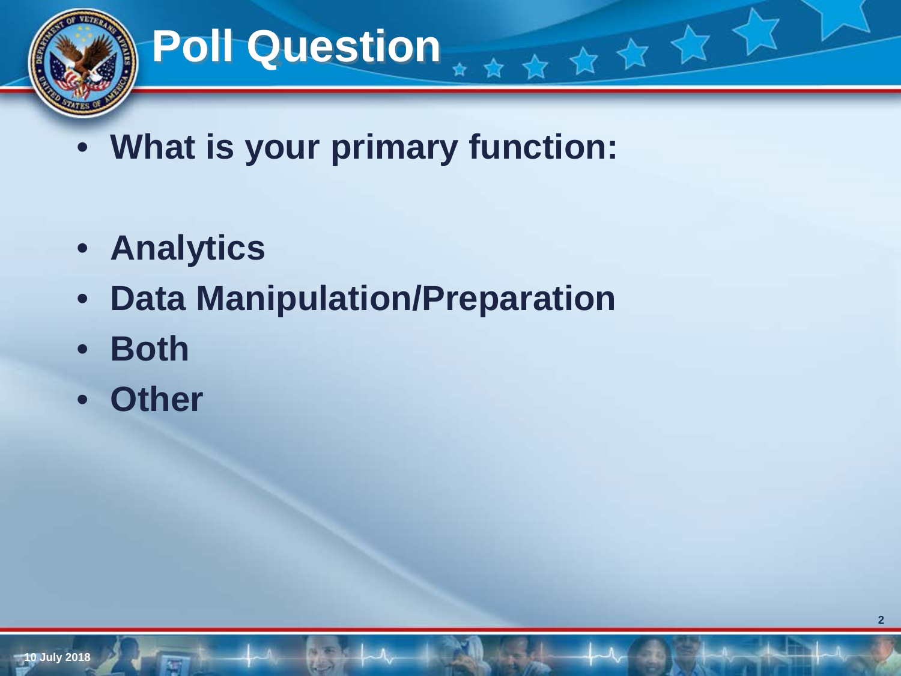# Poll Question

- What is your primary function:

- Analytics
- Data Manipulation/Preparation
- Both
- Other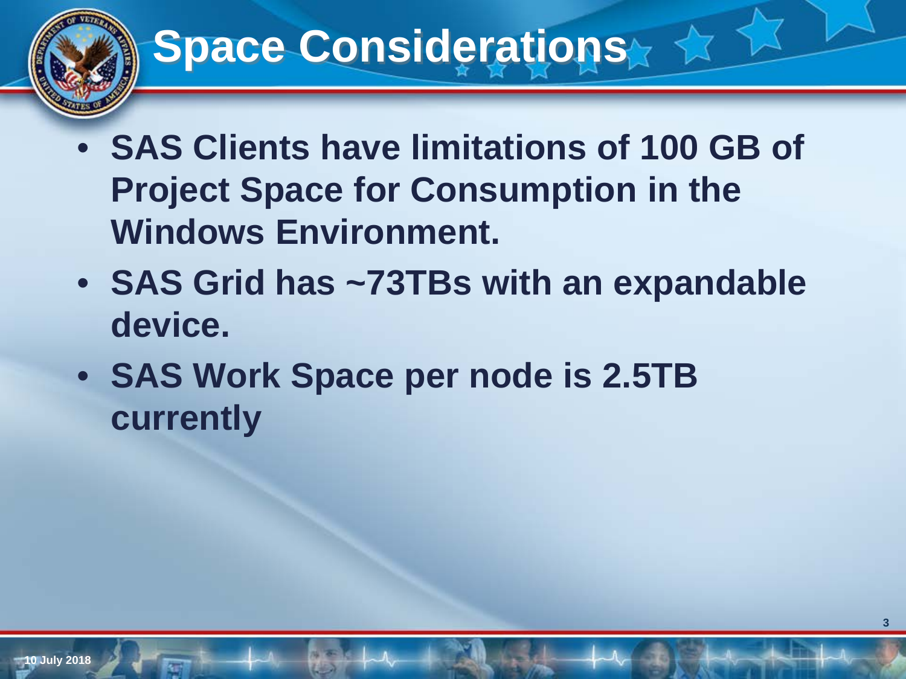# Space Considerations

- SAS Clients have limitations of 100 GB of Project Space for Consumption in the Windows Environment.
- SAS Grid has ~73TBs with an expandable device.
- SAS Work Space per node is 2.5TB currently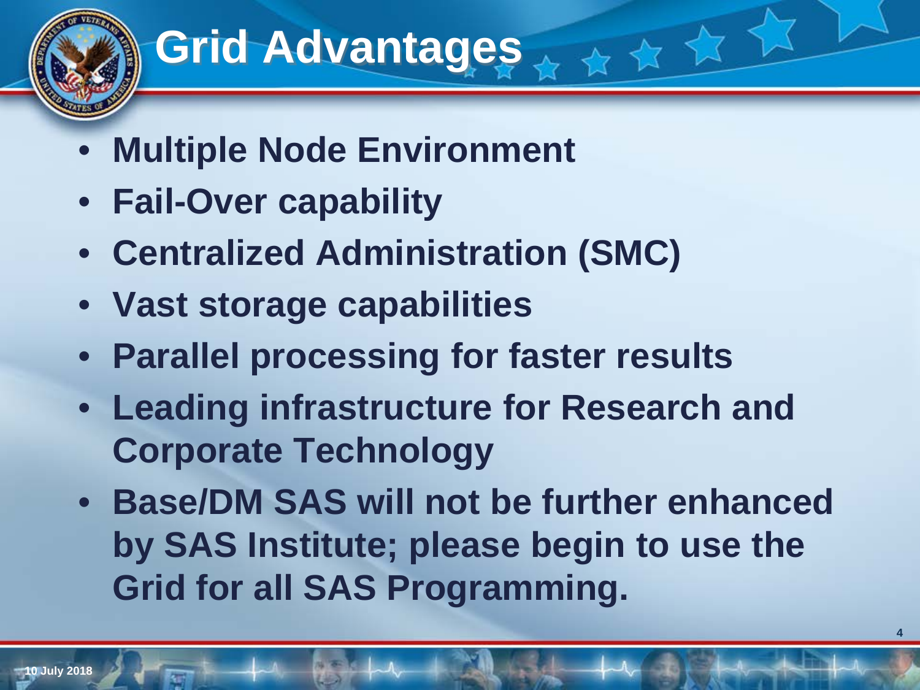# Grid Advantages

- Multiple Node Environment
- Fail-Over capability
- Centralized Administration (SMC)
- Vast storage capabilities
- Parallel processing for faster results
- Leading infrastructure for Research and Corporate Technology
- Base/DM SAS will not be further enhanced by SAS Institute; please begin to use the Grid for all SAS Programming.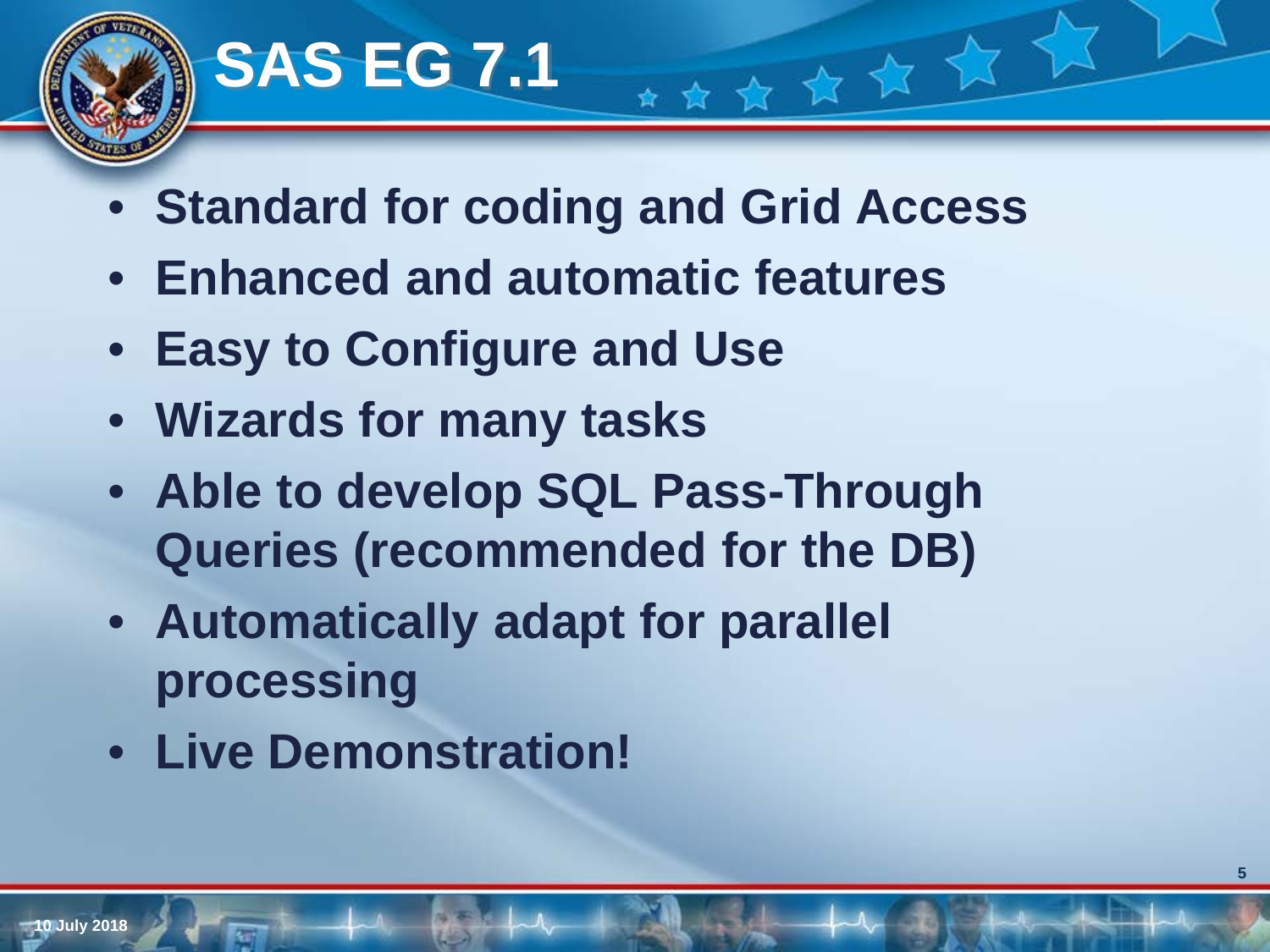# SAS EG 7.1

- Standard for coding and Grid Access
- Enhanced and automatic features
- Easy to Configure and Use
- Wizards for many tasks
- Able to develop SQL Pass-Through Queries (recommended for the DB)
- Automatically adapt for parallel processing
- Live Demonstration!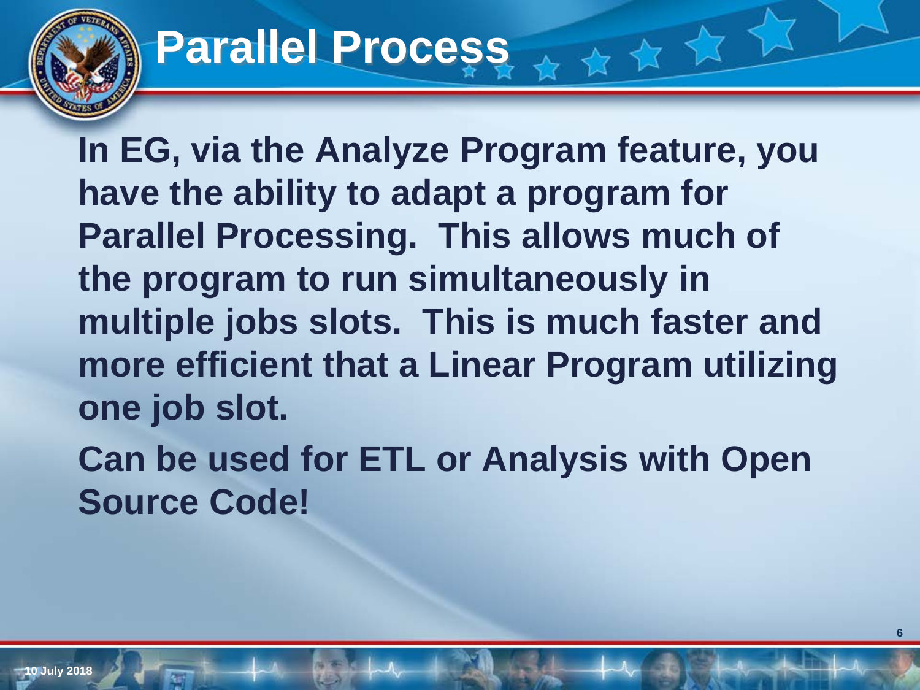# Parallel Process

In EG, via the Analyze Program feature, you have the ability to adapt a program for Parallel Processing. This allows much of the program to run simultaneously in multiple jobs slots. This is much faster and more efficient that a Linear Program utilizing one job slot.

Can be used for ETL or Analysis with Open Source Code!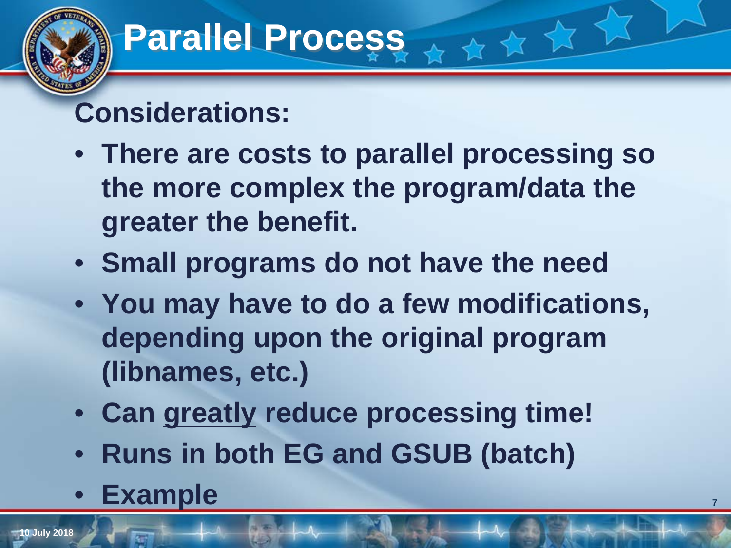# Parallel Process

**Considerations:**

- **There are costs to parallel processing so the more complex the program/data the greater the benefit.**
- **Small programs do not have the need**
- **You may have to do a few modifications, depending upon the original program (libnames, etc.)**
- **Can <u>greatly</u> reduce processing time!**
- **Runs in both EG and GSUB (batch)**
- **Example**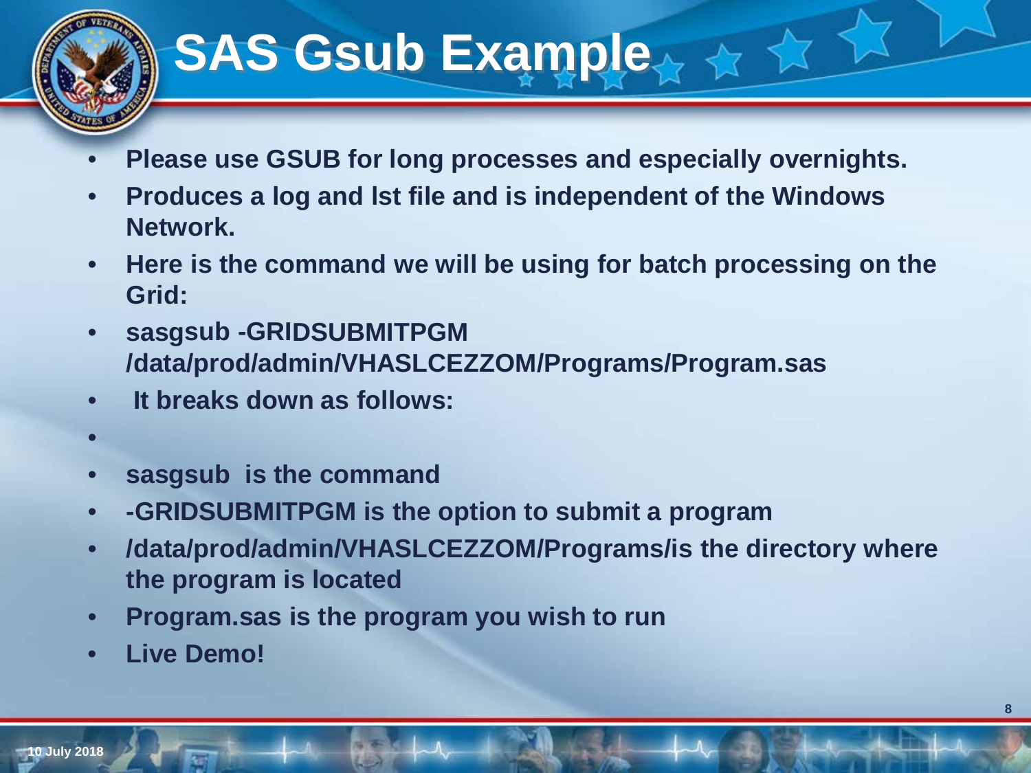# SAS Gsub Example

- Please use GSUB for long processes and especially overnights.
- Produces a log and lst file and is independent of the Windows Network.
- Here is the command we will be using for batch processing on the Grid:
- sasgsub -GRIDSUBMITPGM /data/prod/admin/VHASLCEZZOM/Programs/Program.sas
- It breaks down as follows:
- 
- sasgsub is the command
- -GRIDSUBMITPGM is the option to submit a program
- /data/prod/admin/VHASLCEZZOM/Programs/is the directory where the program is located
- Program.sas is the program you wish to run
- Live Demo!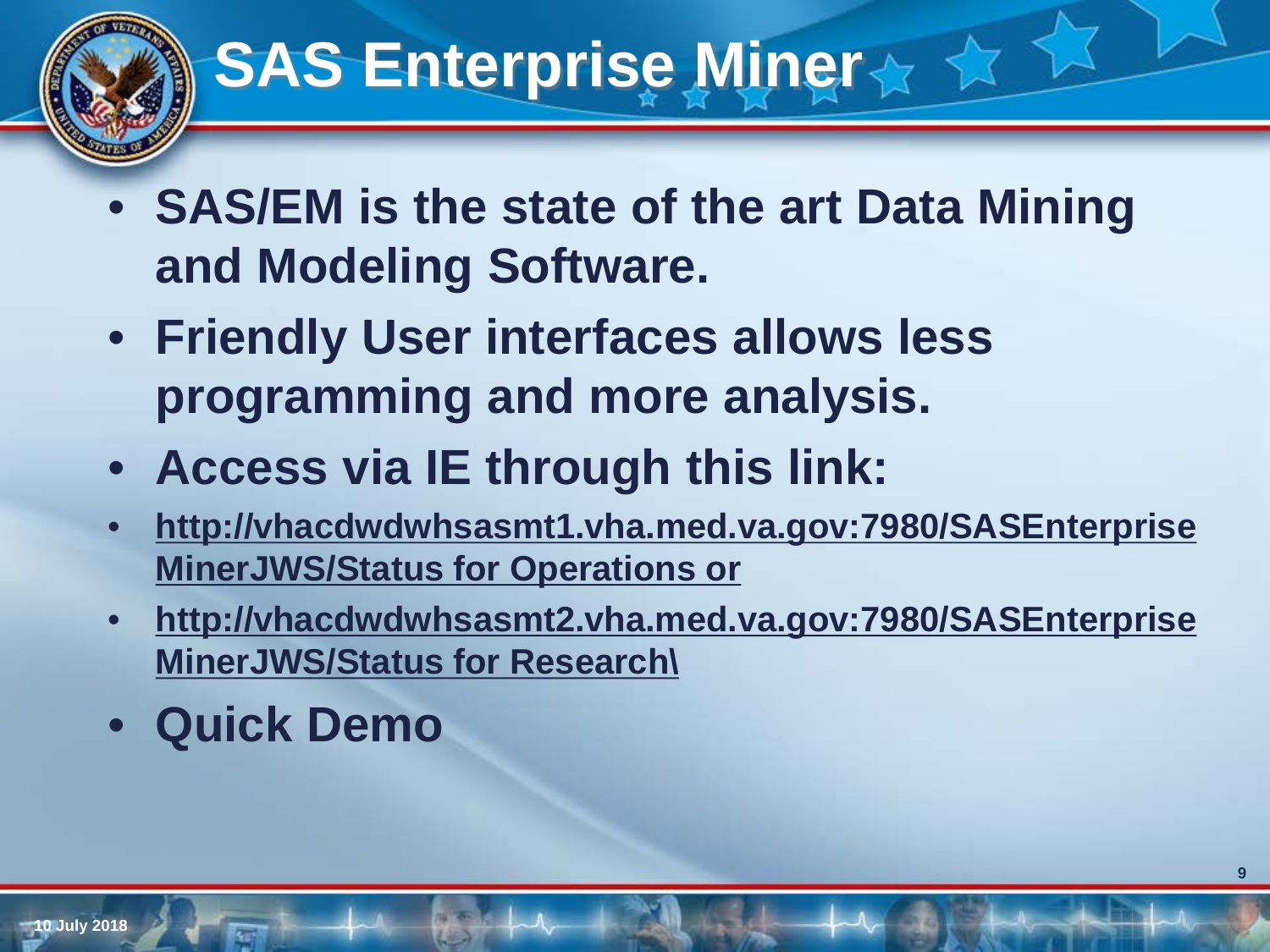# SAS Enterprise Miner

- SAS/EM is the state of the art Data Mining and Modeling Software.
- Friendly User interfaces allows less programming and more analysis.
- Access via IE through this link:
- http://vhacdwdwhsasmt1.vha.med.va.gov:7980/SASEnterpriseMinerJWS/Status for Operations or
- http://vhacdwdwhsasmt2.vha.med.va.gov:7980/SASEnterpriseMinerJWS/Status for Research\
- Quick Demo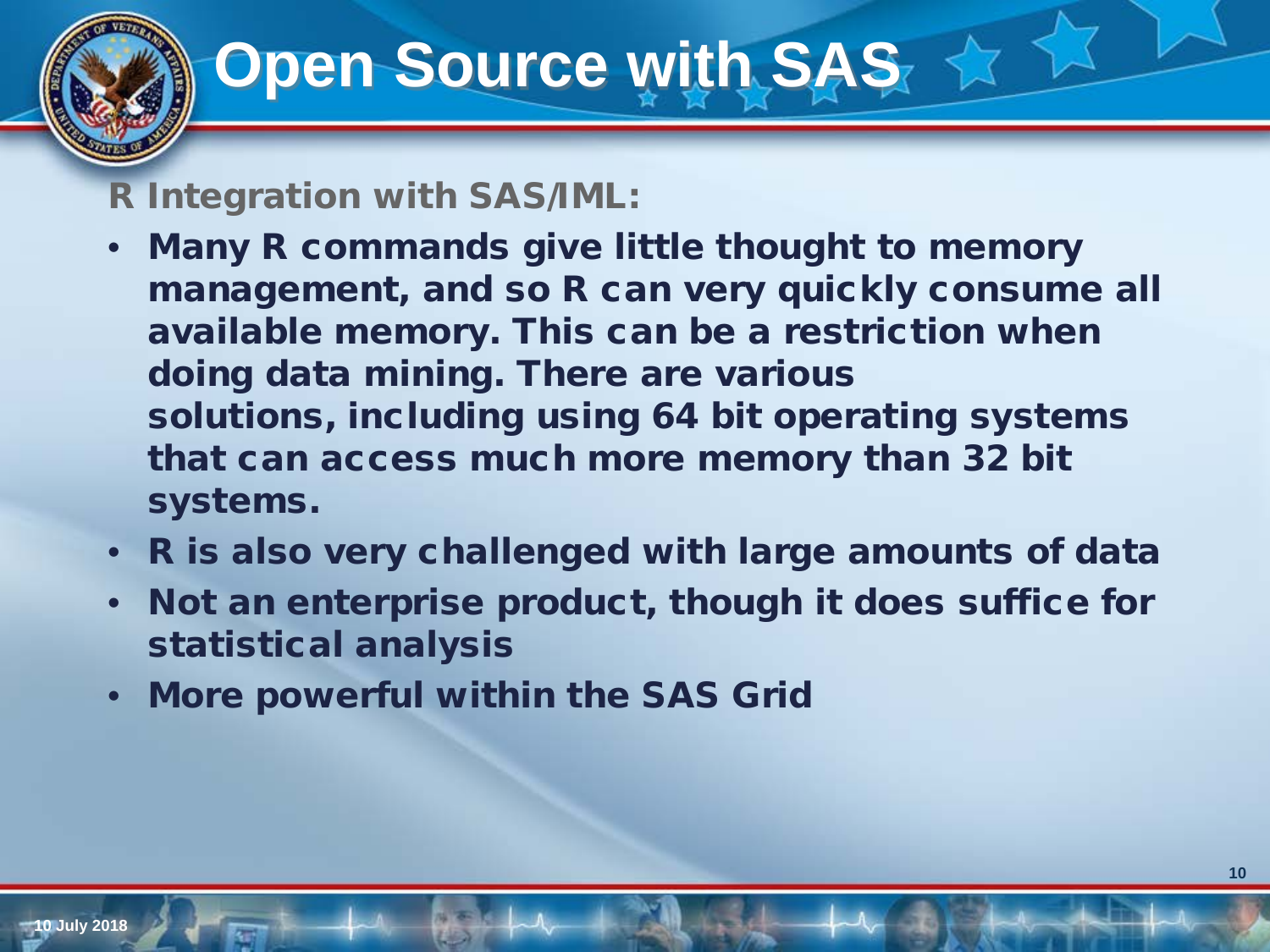# Open Source with SAS

## R Integration with SAS/IML:

- **Many R commands give little thought to memory management, and so R can very quickly consume all available memory. This can be a restriction when doing data mining. There are various solutions, including using 64 bit operating systems that can access much more memory than 32 bit systems.**
- **R is also very challenged with large amounts of data**
- **Not an enterprise product, though it does suffice for statistical analysis**
- **More powerful within the SAS Grid**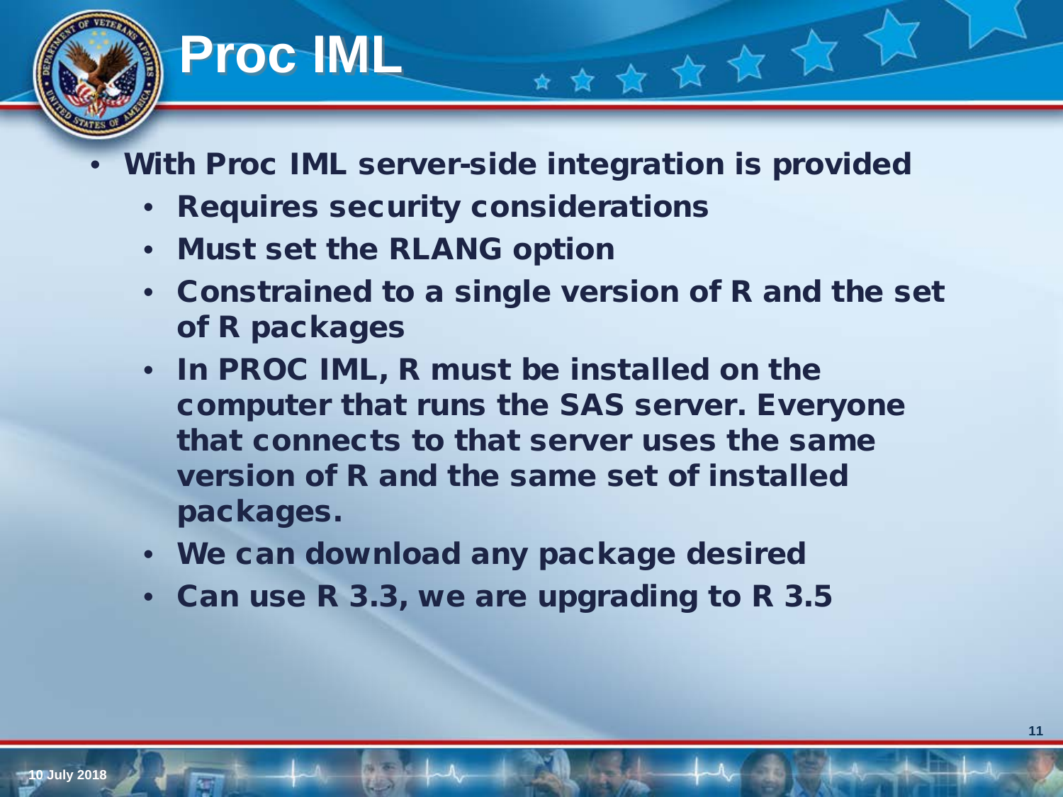# Proc IML

- With Proc IML server-side integration is provided
  - Requires security considerations
  - Must set the RLANG option
  - Constrained to a single version of R and the set of R packages
  - In PROC IML, R must be installed on the computer that runs the SAS server. Everyone that connects to that server uses the same version of R and the same set of installed packages.
  - We can download any package desired
  - Can use R 3.3, we are upgrading to R 3.5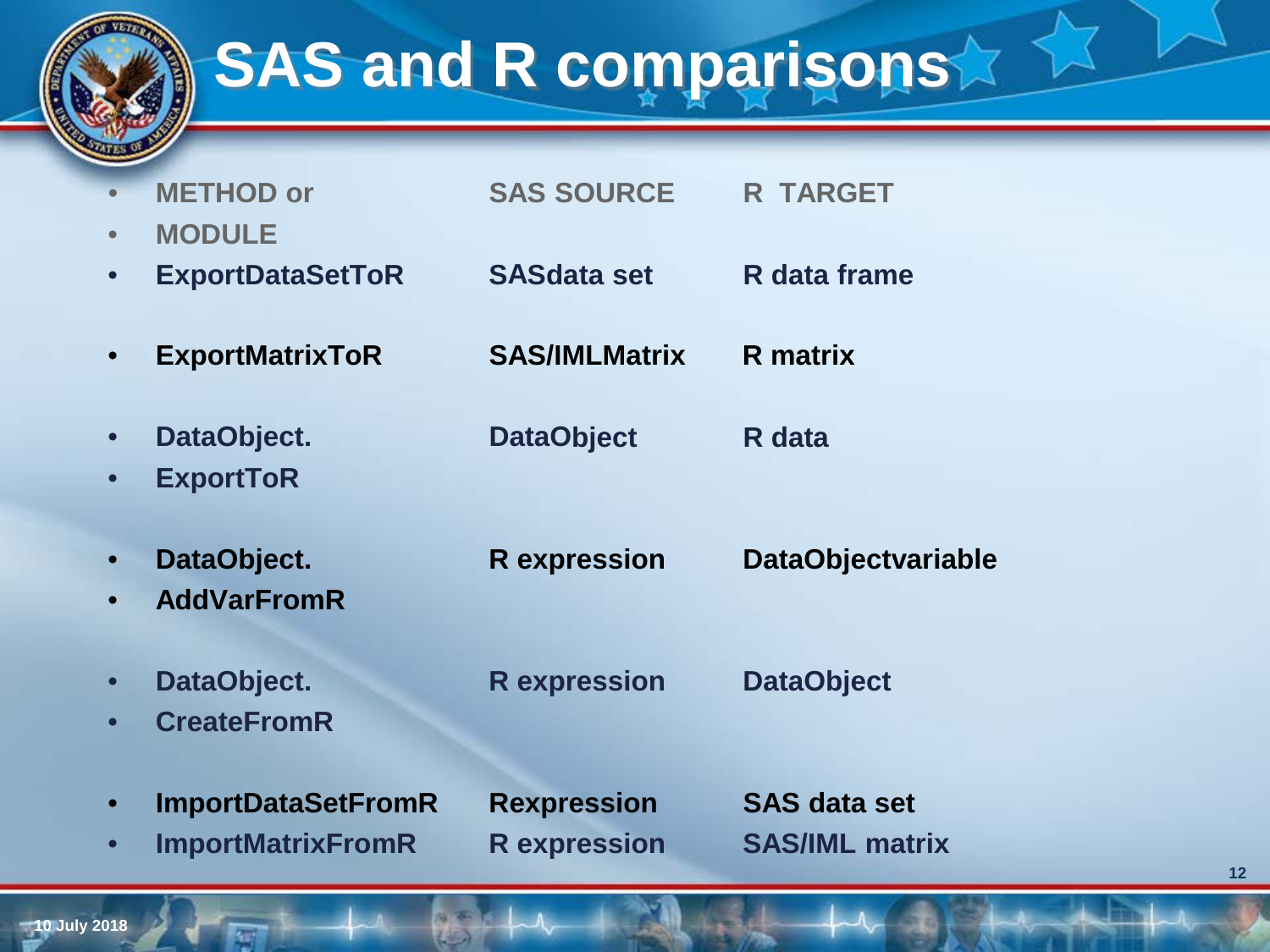# SAS and R comparisons

| METHOD or MODULE | SAS SOURCE | R TARGET |
| --- | --- | --- |
| ExportDataSetToR | SASdata set | R data frame |
| ExportMatrixToR | SAS/IMLMatrix | R matrix |
| DataObject. ExportToR | DataObject | R data |
| DataObject. AddVarFromR | R expression | DataObjectvariable |
| DataObject. CreateFromR | R expression | DataObject |
| ImportDataSetFromR | Rexpression | SAS data set |
| ImportMatrixFromR | R expression | SAS/IML matrix |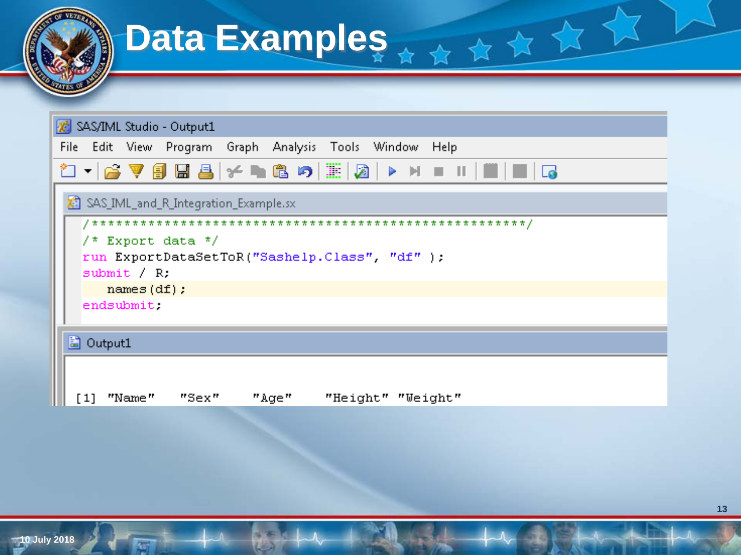# Data Examples

SAS/IML Studio - Output1

File Edit View Program Graph Analysis Tools Window Help

SAS_IML_and_R_Integration_Example.sx

```
/****************************************************/
/* Export data */
run ExportDataSetToR("Sashelp.Class", "df" );
submit / R;
   names(df);
endsubmit;
```

Output1

```
[1] "Name"    "Sex"     "Age"     "Height" "Weight"
```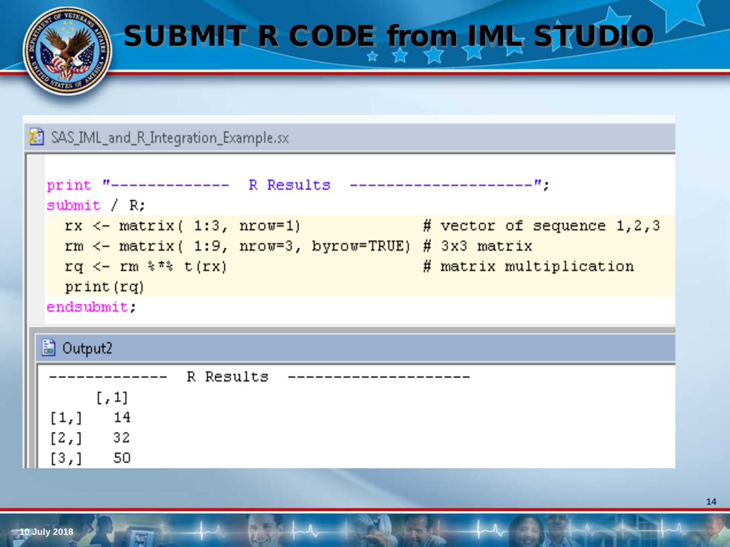# SUBMIT R CODE from IML STUDIO

SAS_IML_and_R_Integration_Example.sx

```
print "-------------  R Results  --------------------";
submit / R;
  rx <- matrix( 1:3, nrow=1)                  # vector of sequence 1,2,3
  rm <- matrix( 1:9, nrow=3, byrow=TRUE)  # 3x3 matrix
  rq <- rm %*% t(rx)                          # matrix multiplication
  print(rq)
endsubmit;
```

Output2

```
-------------  R Results  --------------------
     [,1]
[1,]   14
[2,]   32
[3,]   50
```

10 July 2018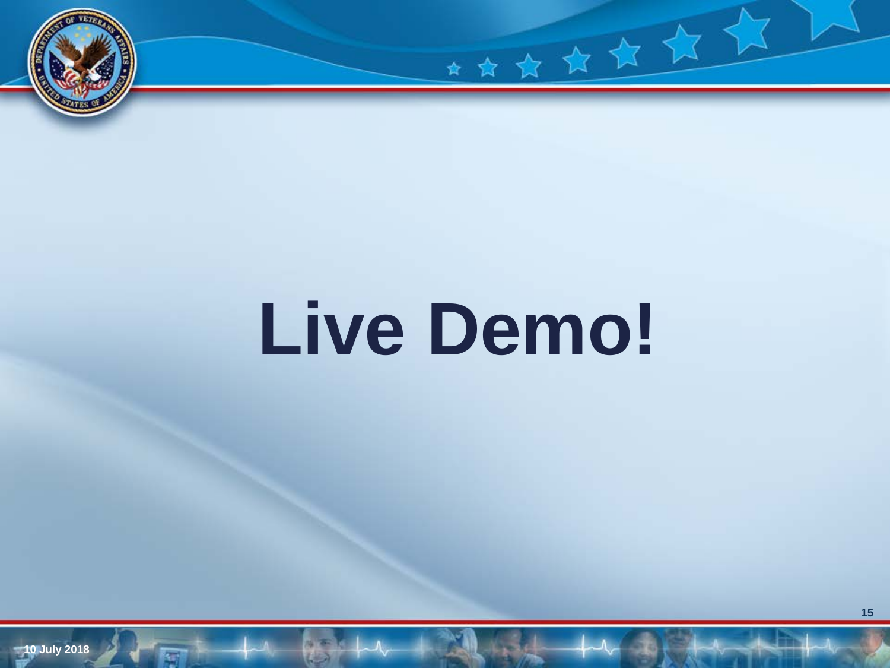# Live Demo!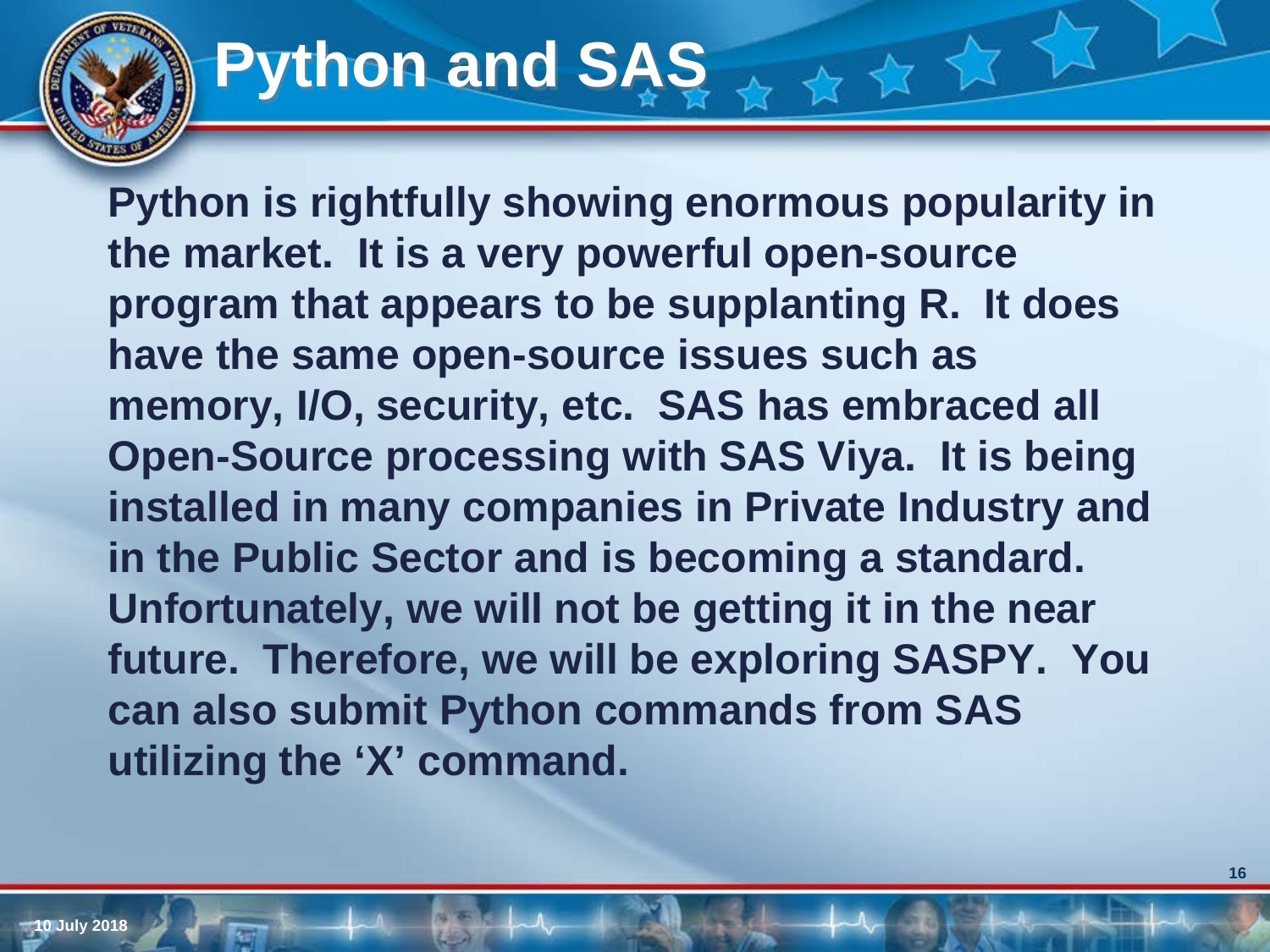# Python and SAS

**Python is rightfully showing enormous popularity in the market. It is a very powerful open-source program that appears to be supplanting R. It does have the same open-source issues such as memory, I/O, security, etc. SAS has embraced all Open-Source processing with SAS Viya. It is being installed in many companies in Private Industry and in the Public Sector and is becoming a standard. Unfortunately, we will not be getting it in the near future. Therefore, we will be exploring SASPY. You can also submit Python commands from SAS utilizing the 'X' command.**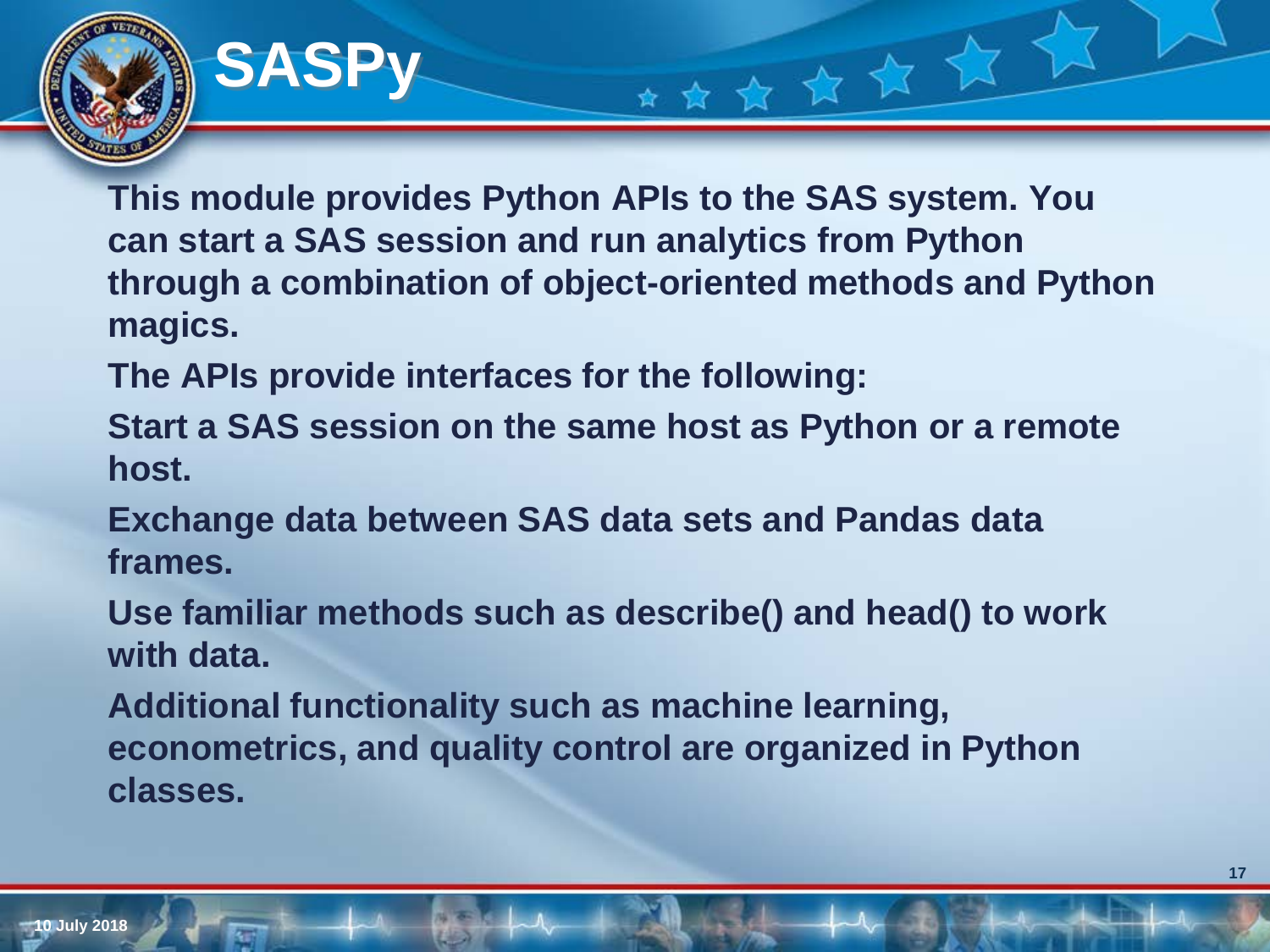# SASPy

This module provides Python APIs to the SAS system. You can start a SAS session and run analytics from Python through a combination of object-oriented methods and Python magics.

The APIs provide interfaces for the following:

Start a SAS session on the same host as Python or a remote host.

Exchange data between SAS data sets and Pandas data frames.

Use familiar methods such as describe() and head() to work with data.

Additional functionality such as machine learning, econometrics, and quality control are organized in Python classes.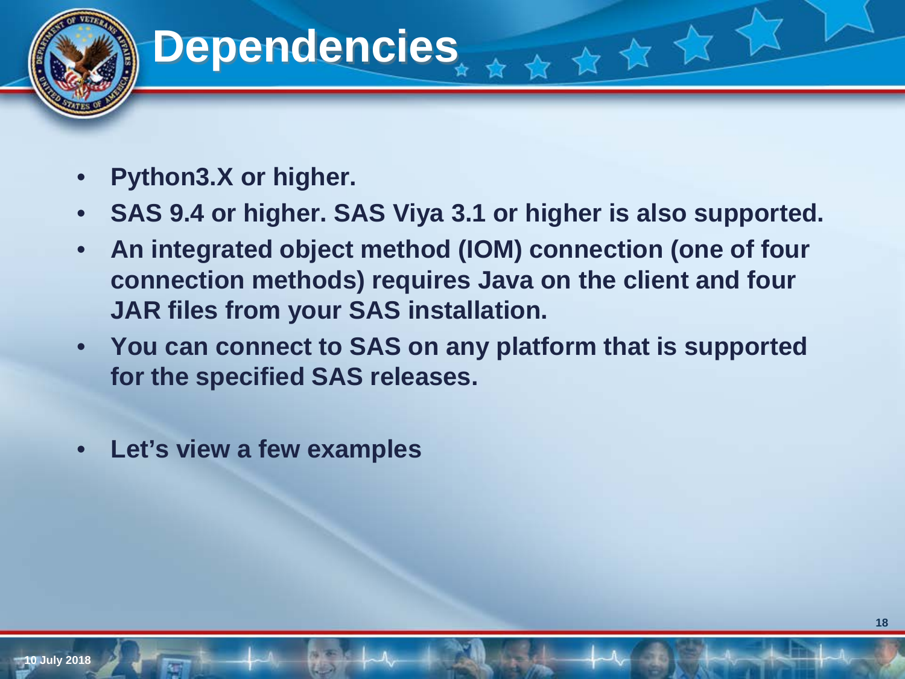# Dependencies

- Python3.X or higher.
- SAS 9.4 or higher. SAS Viya 3.1 or higher is also supported.
- An integrated object method (IOM) connection (one of four connection methods) requires Java on the client and four JAR files from your SAS installation.
- You can connect to SAS on any platform that is supported for the specified SAS releases.
- Let's view a few examples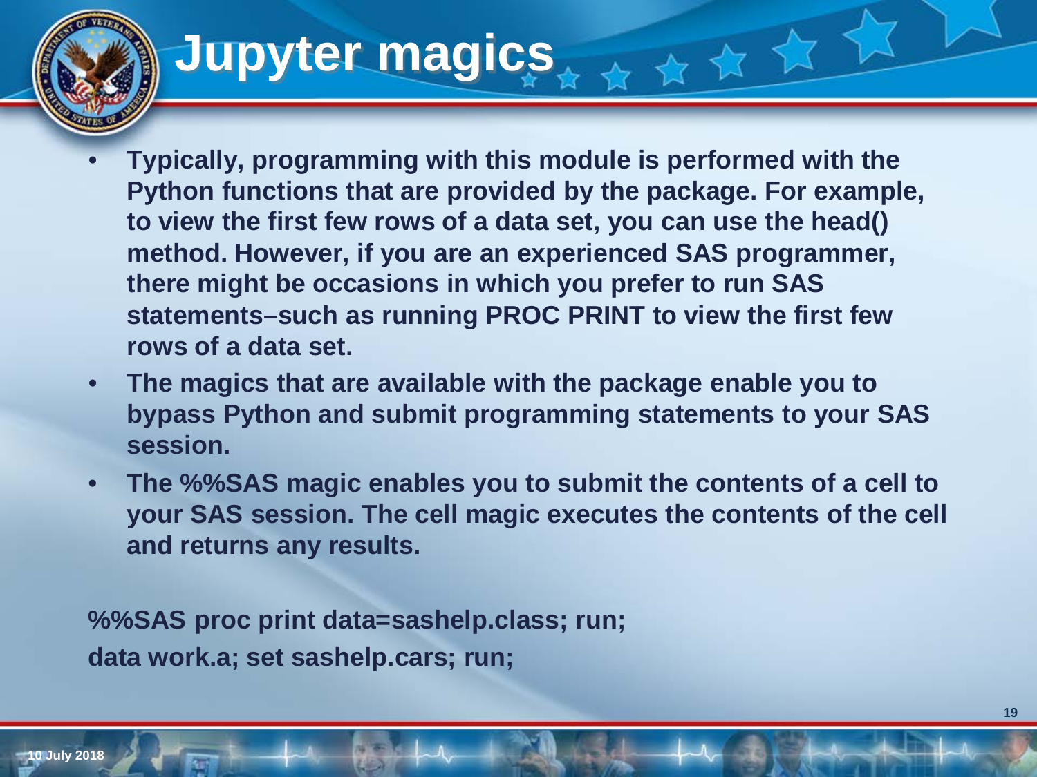# Jupyter magics

- Typically, programming with this module is performed with the Python functions that are provided by the package. For example, to view the first few rows of a data set, you can use the head() method. However, if you are an experienced SAS programmer, there might be occasions in which you prefer to run SAS statements–such as running PROC PRINT to view the first few rows of a data set.
- The magics that are available with the package enable you to bypass Python and submit programming statements to your SAS session.
- The %%SAS magic enables you to submit the contents of a cell to your SAS session. The cell magic executes the contents of the cell and returns any results.

```
%%SAS proc print data=sashelp.class; run;
data work.a; set sashelp.cars; run;
```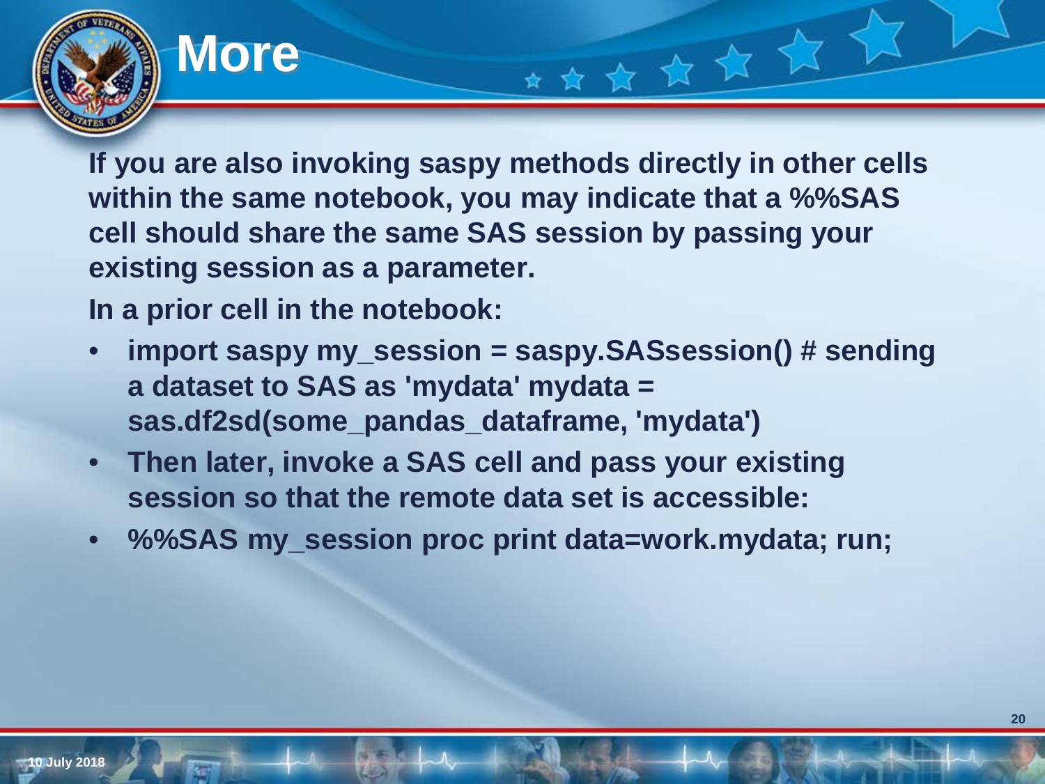# More

**If you are also invoking saspy methods directly in other cells within the same notebook, you may indicate that a %%SAS cell should share the same SAS session by passing your existing session as a parameter.**

**In a prior cell in the notebook:**

- **import saspy my_session = saspy.SASsession() # sending a dataset to SAS as 'mydata' mydata = sas.df2sd(some_pandas_dataframe, 'mydata')**
- **Then later, invoke a SAS cell and pass your existing session so that the remote data set is accessible:**
- **%%SAS my_session proc print data=work.mydata; run;**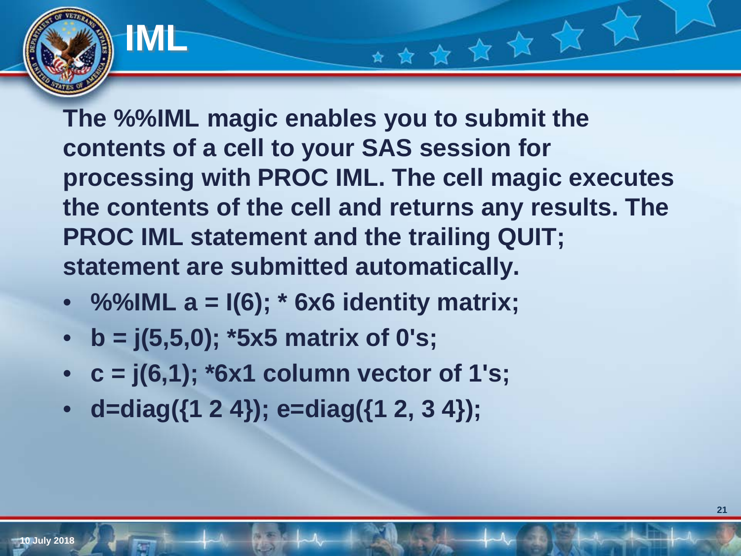# IML

**The %%IML magic enables you to submit the contents of a cell to your SAS session for processing with PROC IML. The cell magic executes the contents of the cell and returns any results. The PROC IML statement and the trailing QUIT; statement are submitted automatically.**

- **%%IML a = I(6); * 6x6 identity matrix;**
- **b = j(5,5,0); *5x5 matrix of 0's;**
- **c = j(6,1); *6x1 column vector of 1's;**
- **d=diag({1 2 4}); e=diag({1 2, 3 4});**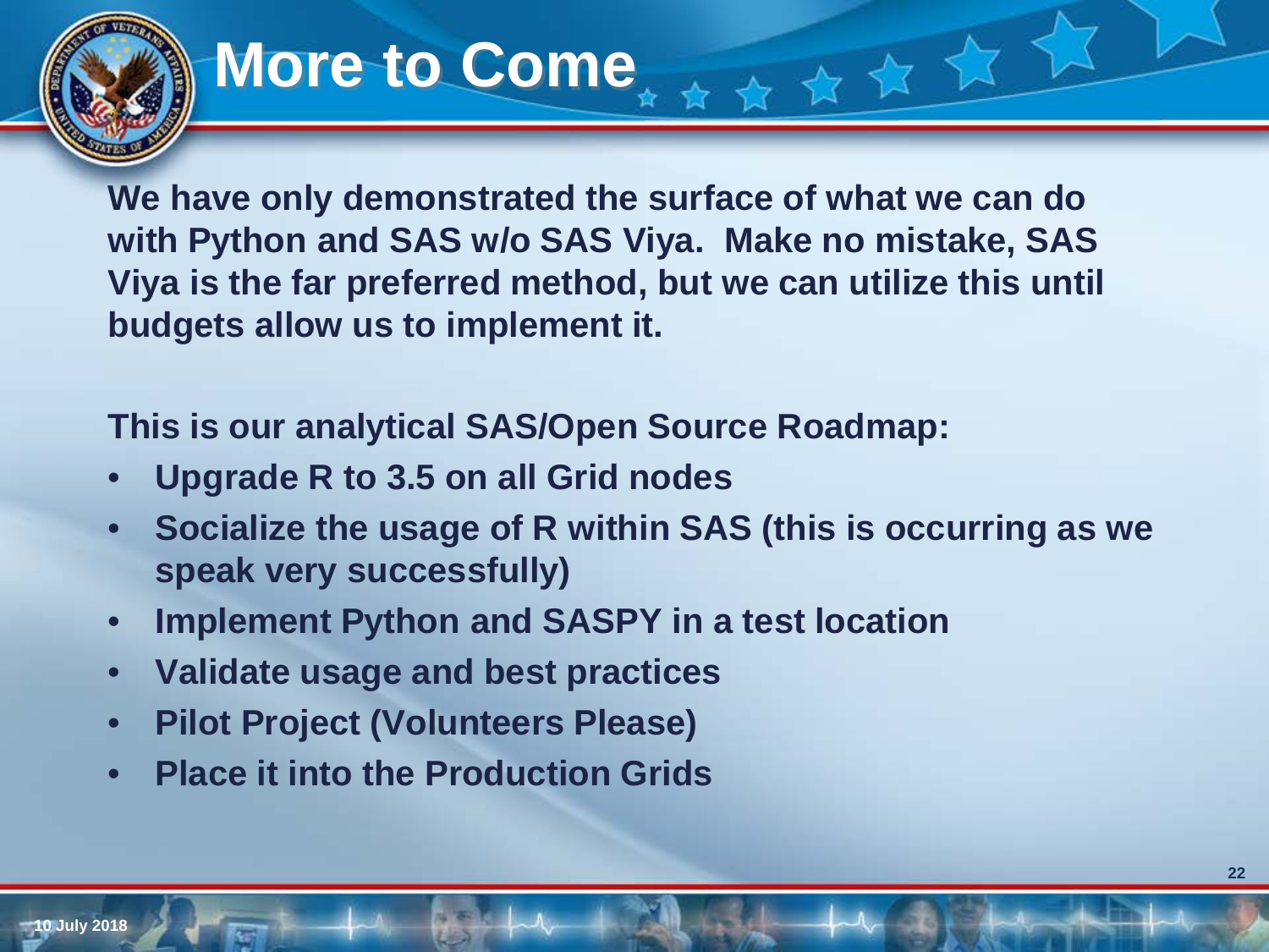# More to Come

We have only demonstrated the surface of what we can do with Python and SAS w/o SAS Viya. Make no mistake, SAS Viya is the far preferred method, but we can utilize this until budgets allow us to implement it.

This is our analytical SAS/Open Source Roadmap:

- Upgrade R to 3.5 on all Grid nodes
- Socialize the usage of R within SAS (this is occurring as we speak very successfully)
- Implement Python and SASPY in a test location
- Validate usage and best practices
- Pilot Project (Volunteers Please)
- Place it into the Production Grids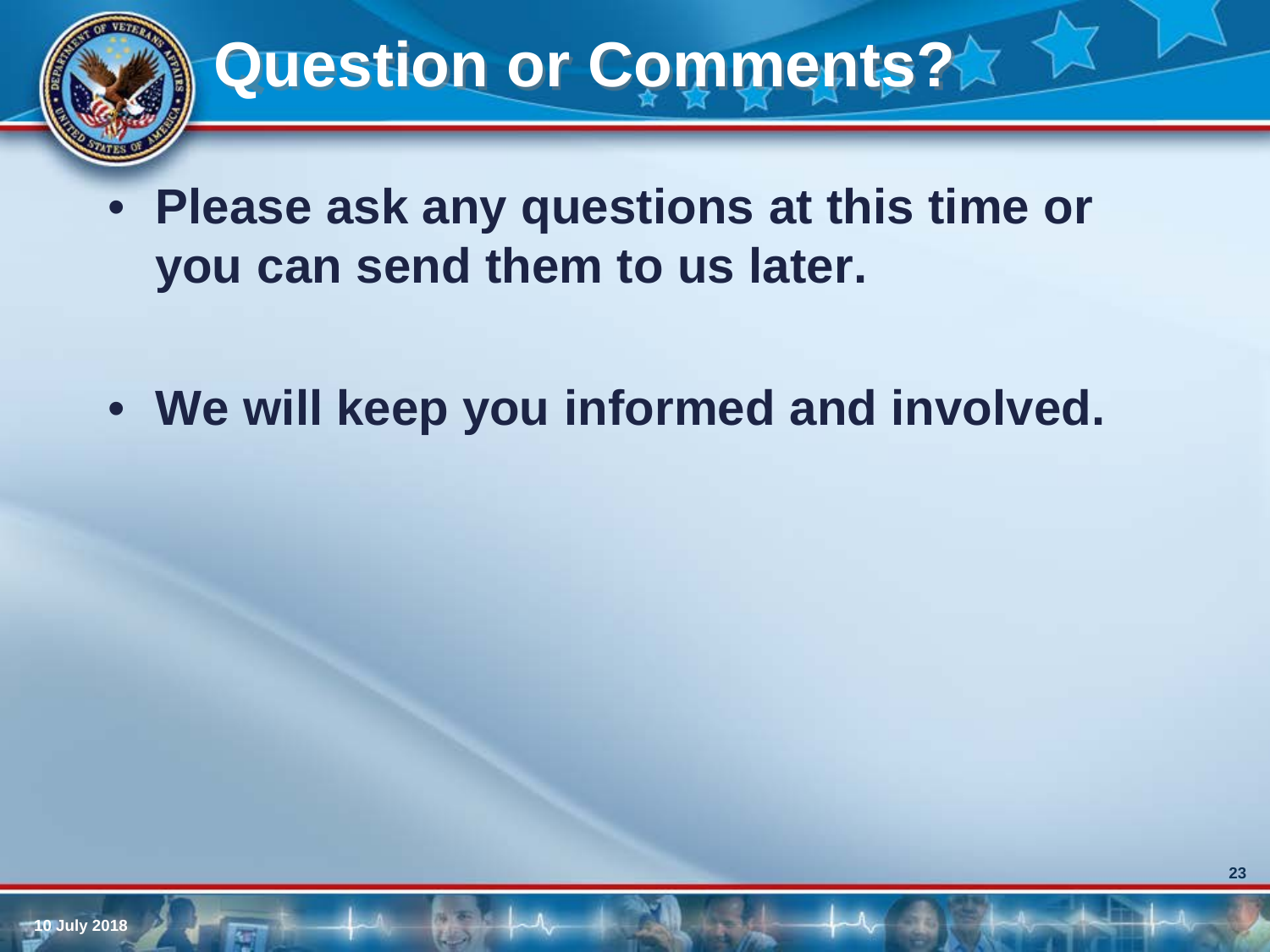# Question or Comments?

- **Please ask any questions at this time or you can send them to us later.**

- **We will keep you informed and involved.**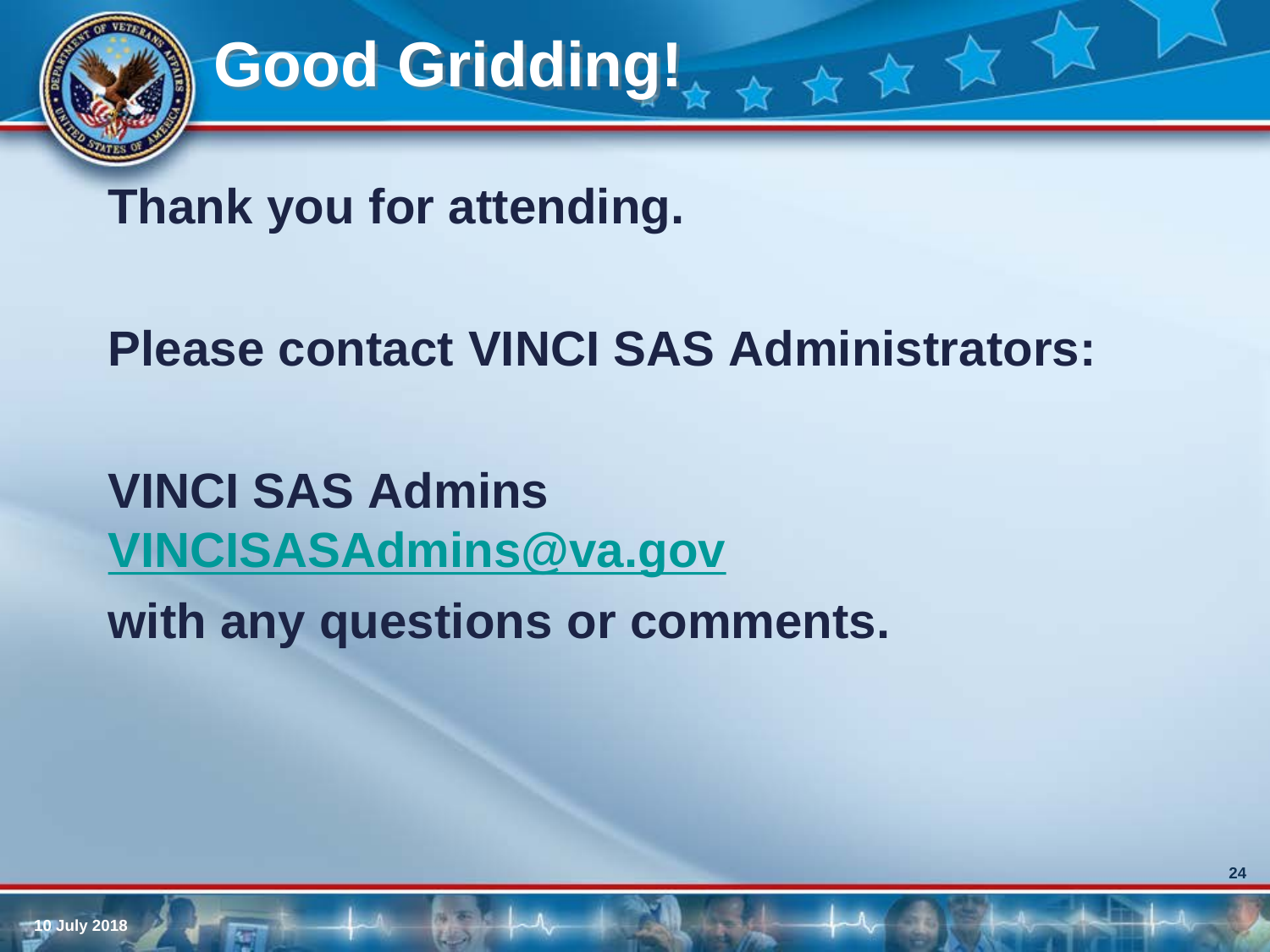# Good Gridding!

**Thank you for attending.**

**Please contact VINCI SAS Administrators:**

**VINCI SAS Admins**
**VINCISASAdmins@va.gov**
**with any questions or comments.**